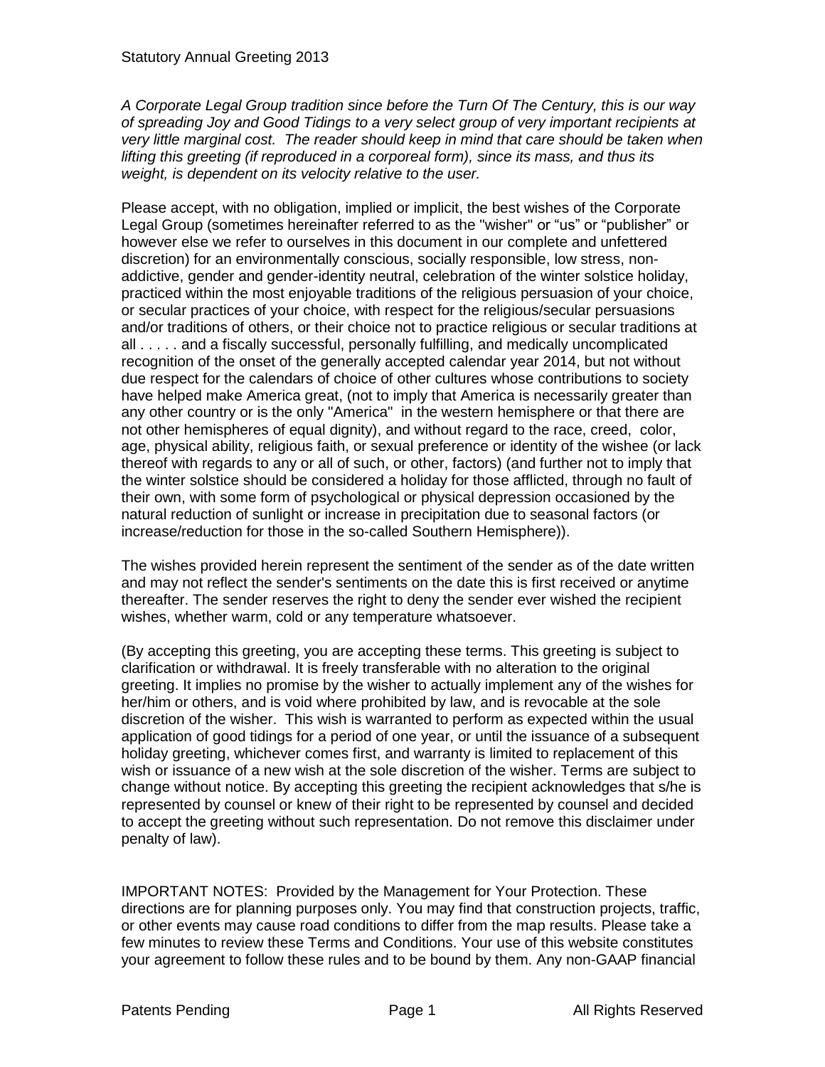# Statutory Annual Greeting 2013

*A Corporate Legal Group tradition since before the Turn Of The Century, this is our way of spreading Joy and Good Tidings to a very select group of very important recipients at very little marginal cost. The reader should keep in mind that care should be taken when lifting this greeting (if reproduced in a corporeal form), since its mass, and thus its weight, is dependent on its velocity relative to the user.*

Please accept, with no obligation, implied or implicit, the best wishes of the Corporate Legal Group (sometimes hereinafter referred to as the "wisher" or "us" or "publisher" or however else we refer to ourselves in this document in our complete and unfettered discretion) for an environmentally conscious, socially responsible, low stress, non-addictive, gender and gender-identity neutral, celebration of the winter solstice holiday, practiced within the most enjoyable traditions of the religious persuasion of your choice, or secular practices of your choice, with respect for the religious/secular persuasions and/or traditions of others, or their choice not to practice religious or secular traditions at all . . . . . and a fiscally successful, personally fulfilling, and medically uncomplicated recognition of the onset of the generally accepted calendar year 2014, but not without due respect for the calendars of choice of other cultures whose contributions to society have helped make America great, (not to imply that America is necessarily greater than any other country or is the only "America" in the western hemisphere or that there are not other hemispheres of equal dignity), and without regard to the race, creed, color, age, physical ability, religious faith, or sexual preference or identity of the wishee (or lack thereof with regards to any or all of such, or other, factors) (and further not to imply that the winter solstice should be considered a holiday for those afflicted, through no fault of their own, with some form of psychological or physical depression occasioned by the natural reduction of sunlight or increase in precipitation due to seasonal factors (or increase/reduction for those in the so-called Southern Hemisphere)).

The wishes provided herein represent the sentiment of the sender as of the date written and may not reflect the sender's sentiments on the date this is first received or anytime thereafter. The sender reserves the right to deny the sender ever wished the recipient wishes, whether warm, cold or any temperature whatsoever.

(By accepting this greeting, you are accepting these terms. This greeting is subject to clarification or withdrawal. It is freely transferable with no alteration to the original greeting. It implies no promise by the wisher to actually implement any of the wishes for her/him or others, and is void where prohibited by law, and is revocable at the sole discretion of the wisher. This wish is warranted to perform as expected within the usual application of good tidings for a period of one year, or until the issuance of a subsequent holiday greeting, whichever comes first, and warranty is limited to replacement of this wish or issuance of a new wish at the sole discretion of the wisher. Terms are subject to change without notice. By accepting this greeting the recipient acknowledges that s/he is represented by counsel or knew of their right to be represented by counsel and decided to accept the greeting without such representation. Do not remove this disclaimer under penalty of law).

IMPORTANT NOTES: Provided by the Management for Your Protection. These directions are for planning purposes only. You may find that construction projects, traffic, or other events may cause road conditions to differ from the map results. Please take a few minutes to review these Terms and Conditions. Your use of this website constitutes your agreement to follow these rules and to be bound by them. Any non-GAAP financial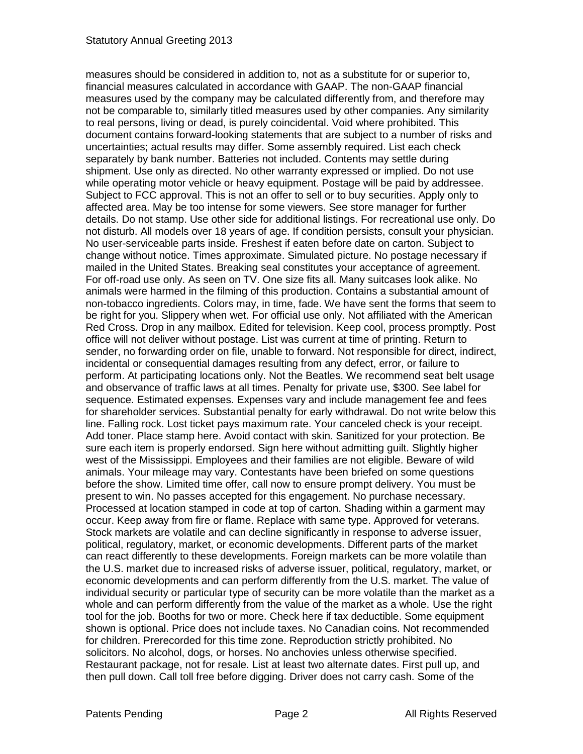measures should be considered in addition to, not as a substitute for or superior to, financial measures calculated in accordance with GAAP. The non-GAAP financial measures used by the company may be calculated differently from, and therefore may not be comparable to, similarly titled measures used by other companies. Any similarity to real persons, living or dead, is purely coincidental. Void where prohibited. This document contains forward-looking statements that are subject to a number of risks and uncertainties; actual results may differ. Some assembly required. List each check separately by bank number. Batteries not included. Contents may settle during shipment. Use only as directed. No other warranty expressed or implied. Do not use while operating motor vehicle or heavy equipment. Postage will be paid by addressee. Subject to FCC approval. This is not an offer to sell or to buy securities. Apply only to affected area. May be too intense for some viewers. See store manager for further details. Do not stamp. Use other side for additional listings. For recreational use only. Do not disturb. All models over 18 years of age. If condition persists, consult your physician. No user-serviceable parts inside. Freshest if eaten before date on carton. Subject to change without notice. Times approximate. Simulated picture. No postage necessary if mailed in the United States. Breaking seal constitutes your acceptance of agreement. For off-road use only. As seen on TV. One size fits all. Many suitcases look alike. No animals were harmed in the filming of this production. Contains a substantial amount of non-tobacco ingredients. Colors may, in time, fade. We have sent the forms that seem to be right for you. Slippery when wet. For official use only. Not affiliated with the American Red Cross. Drop in any mailbox. Edited for television. Keep cool, process promptly. Post office will not deliver without postage. List was current at time of printing. Return to sender, no forwarding order on file, unable to forward. Not responsible for direct, indirect, incidental or consequential damages resulting from any defect, error, or failure to perform. At participating locations only. Not the Beatles. We recommend seat belt usage and observance of traffic laws at all times. Penalty for private use, $300. See label for sequence. Estimated expenses. Expenses vary and include management fee and fees for shareholder services. Substantial penalty for early withdrawal. Do not write below this line. Falling rock. Lost ticket pays maximum rate. Your canceled check is your receipt. Add toner. Place stamp here. Avoid contact with skin. Sanitized for your protection. Be sure each item is properly endorsed. Sign here without admitting guilt. Slightly higher west of the Mississippi. Employees and their families are not eligible. Beware of wild animals. Your mileage may vary. Contestants have been briefed on some questions before the show. Limited time offer, call now to ensure prompt delivery. You must be present to win. No passes accepted for this engagement. No purchase necessary. Processed at location stamped in code at top of carton. Shading within a garment may occur. Keep away from fire or flame. Replace with same type. Approved for veterans. Stock markets are volatile and can decline significantly in response to adverse issuer, political, regulatory, market, or economic developments. Different parts of the market can react differently to these developments. Foreign markets can be more volatile than the U.S. market due to increased risks of adverse issuer, political, regulatory, market, or economic developments and can perform differently from the U.S. market. The value of individual security or particular type of security can be more volatile than the market as a whole and can perform differently from the value of the market as a whole. Use the right tool for the job. Booths for two or more. Check here if tax deductible. Some equipment shown is optional. Price does not include taxes. No Canadian coins. Not recommended for children. Prerecorded for this time zone. Reproduction strictly prohibited. No solicitors. No alcohol, dogs, or horses. No anchovies unless otherwise specified. Restaurant package, not for resale. List at least two alternate dates. First pull up, and then pull down. Call toll free before digging. Driver does not carry cash. Some of the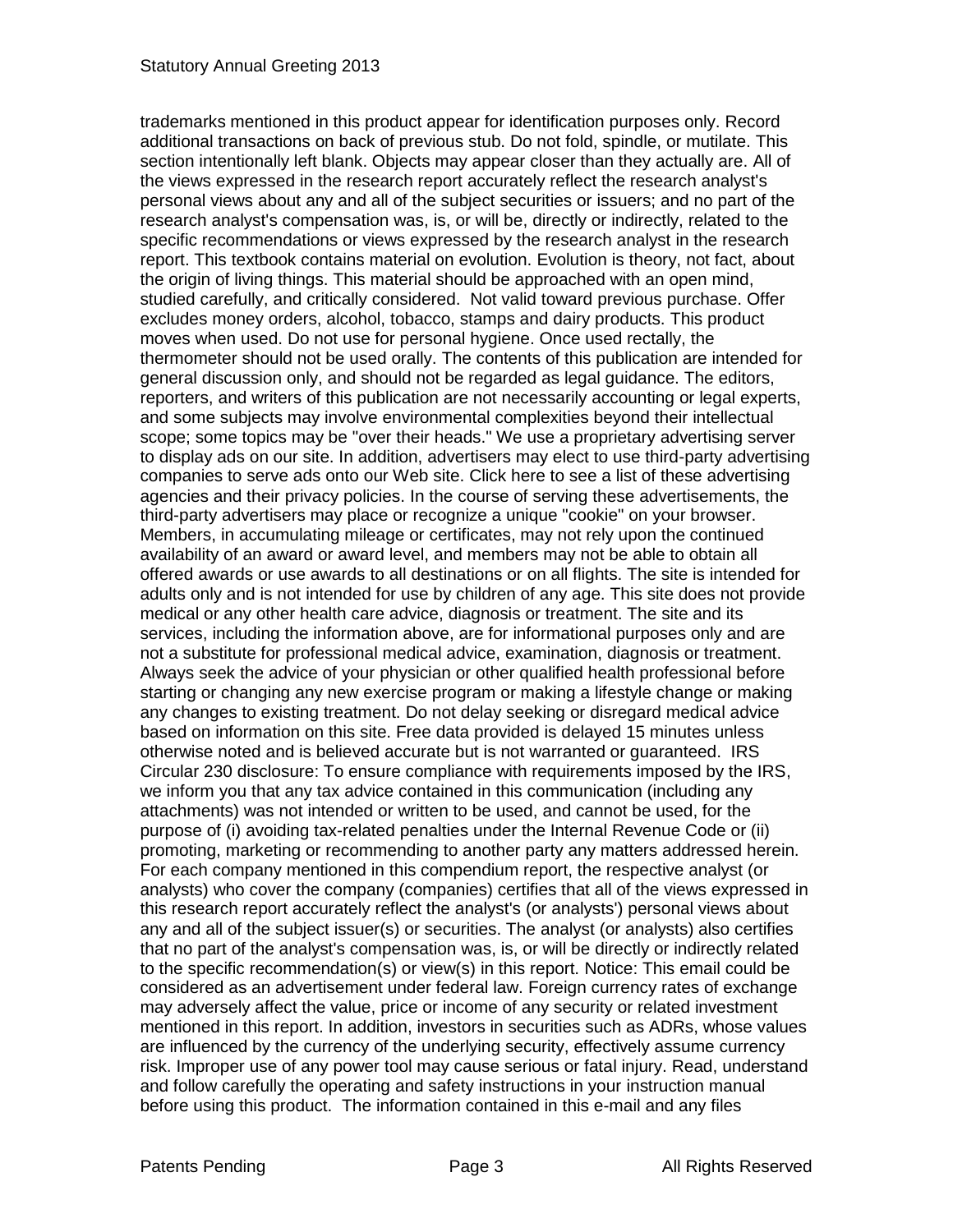trademarks mentioned in this product appear for identification purposes only. Record additional transactions on back of previous stub. Do not fold, spindle, or mutilate. This section intentionally left blank. Objects may appear closer than they actually are. All of the views expressed in the research report accurately reflect the research analyst's personal views about any and all of the subject securities or issuers; and no part of the research analyst's compensation was, is, or will be, directly or indirectly, related to the specific recommendations or views expressed by the research analyst in the research report. This textbook contains material on evolution. Evolution is theory, not fact, about the origin of living things. This material should be approached with an open mind, studied carefully, and critically considered.  Not valid toward previous purchase. Offer excludes money orders, alcohol, tobacco, stamps and dairy products. This product moves when used. Do not use for personal hygiene. Once used rectally, the thermometer should not be used orally. The contents of this publication are intended for general discussion only, and should not be regarded as legal guidance. The editors, reporters, and writers of this publication are not necessarily accounting or legal experts, and some subjects may involve environmental complexities beyond their intellectual scope; some topics may be "over their heads." We use a proprietary advertising server to display ads on our site. In addition, advertisers may elect to use third-party advertising companies to serve ads onto our Web site. Click here to see a list of these advertising agencies and their privacy policies. In the course of serving these advertisements, the third-party advertisers may place or recognize a unique "cookie" on your browser. Members, in accumulating mileage or certificates, may not rely upon the continued availability of an award or award level, and members may not be able to obtain all offered awards or use awards to all destinations or on all flights. The site is intended for adults only and is not intended for use by children of any age. This site does not provide medical or any other health care advice, diagnosis or treatment. The site and its services, including the information above, are for informational purposes only and are not a substitute for professional medical advice, examination, diagnosis or treatment. Always seek the advice of your physician or other qualified health professional before starting or changing any new exercise program or making a lifestyle change or making any changes to existing treatment. Do not delay seeking or disregard medical advice based on information on this site. Free data provided is delayed 15 minutes unless otherwise noted and is believed accurate but is not warranted or guaranteed.  IRS Circular 230 disclosure: To ensure compliance with requirements imposed by the IRS, we inform you that any tax advice contained in this communication (including any attachments) was not intended or written to be used, and cannot be used, for the purpose of (i) avoiding tax-related penalties under the Internal Revenue Code or (ii) promoting, marketing or recommending to another party any matters addressed herein. For each company mentioned in this compendium report, the respective analyst (or analysts) who cover the company (companies) certifies that all of the views expressed in this research report accurately reflect the analyst's (or analysts') personal views about any and all of the subject issuer(s) or securities. The analyst (or analysts) also certifies that no part of the analyst's compensation was, is, or will be directly or indirectly related to the specific recommendation(s) or view(s) in this report. Notice: This email could be considered as an advertisement under federal law. Foreign currency rates of exchange may adversely affect the value, price or income of any security or related investment mentioned in this report. In addition, investors in securities such as ADRs, whose values are influenced by the currency of the underlying security, effectively assume currency risk. Improper use of any power tool may cause serious or fatal injury. Read, understand and follow carefully the operating and safety instructions in your instruction manual before using this product.  The information contained in this e-mail and any files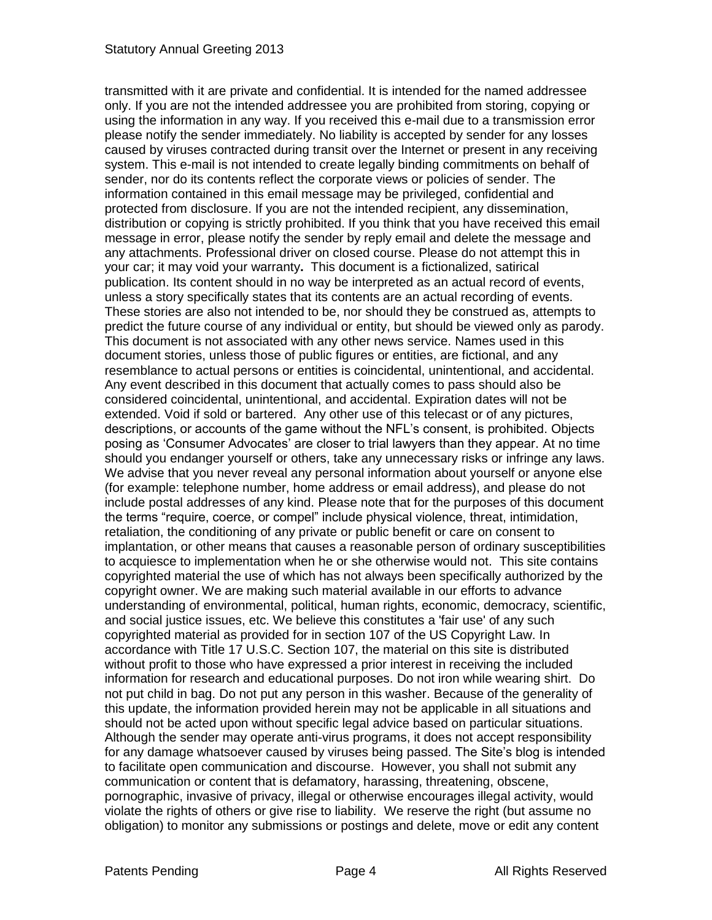transmitted with it are private and confidential. It is intended for the named addressee only. If you are not the intended addressee you are prohibited from storing, copying or using the information in any way. If you received this e-mail due to a transmission error please notify the sender immediately. No liability is accepted by sender for any losses caused by viruses contracted during transit over the Internet or present in any receiving system. This e-mail is not intended to create legally binding commitments on behalf of sender, nor do its contents reflect the corporate views or policies of sender. The information contained in this email message may be privileged, confidential and protected from disclosure. If you are not the intended recipient, any dissemination, distribution or copying is strictly prohibited. If you think that you have received this email message in error, please notify the sender by reply email and delete the message and any attachments. Professional driver on closed course. Please do not attempt this in your car; it may void your warranty**.** This document is a fictionalized, satirical publication. Its content should in no way be interpreted as an actual record of events, unless a story specifically states that its contents are an actual recording of events. These stories are also not intended to be, nor should they be construed as, attempts to predict the future course of any individual or entity, but should be viewed only as parody. This document is not associated with any other news service. Names used in this document stories, unless those of public figures or entities, are fictional, and any resemblance to actual persons or entities is coincidental, unintentional, and accidental. Any event described in this document that actually comes to pass should also be considered coincidental, unintentional, and accidental. Expiration dates will not be extended. Void if sold or bartered. Any other use of this telecast or of any pictures, descriptions, or accounts of the game without the NFL's consent, is prohibited. Objects posing as 'Consumer Advocates' are closer to trial lawyers than they appear. At no time should you endanger yourself or others, take any unnecessary risks or infringe any laws. We advise that you never reveal any personal information about yourself or anyone else (for example: telephone number, home address or email address), and please do not include postal addresses of any kind. Please note that for the purposes of this document the terms "require, coerce, or compel" include physical violence, threat, intimidation, retaliation, the conditioning of any private or public benefit or care on consent to implantation, or other means that causes a reasonable person of ordinary susceptibilities to acquiesce to implementation when he or she otherwise would not. This site contains copyrighted material the use of which has not always been specifically authorized by the copyright owner. We are making such material available in our efforts to advance understanding of environmental, political, human rights, economic, democracy, scientific, and social justice issues, etc. We believe this constitutes a 'fair use' of any such copyrighted material as provided for in section 107 of the US Copyright Law. In accordance with Title 17 U.S.C. Section 107, the material on this site is distributed without profit to those who have expressed a prior interest in receiving the included information for research and educational purposes. Do not iron while wearing shirt. Do not put child in bag. Do not put any person in this washer. Because of the generality of this update, the information provided herein may not be applicable in all situations and should not be acted upon without specific legal advice based on particular situations. Although the sender may operate anti-virus programs, it does not accept responsibility for any damage whatsoever caused by viruses being passed. The Site's blog is intended to facilitate open communication and discourse. However, you shall not submit any communication or content that is defamatory, harassing, threatening, obscene, pornographic, invasive of privacy, illegal or otherwise encourages illegal activity, would violate the rights of others or give rise to liability. We reserve the right (but assume no obligation) to monitor any submissions or postings and delete, move or edit any content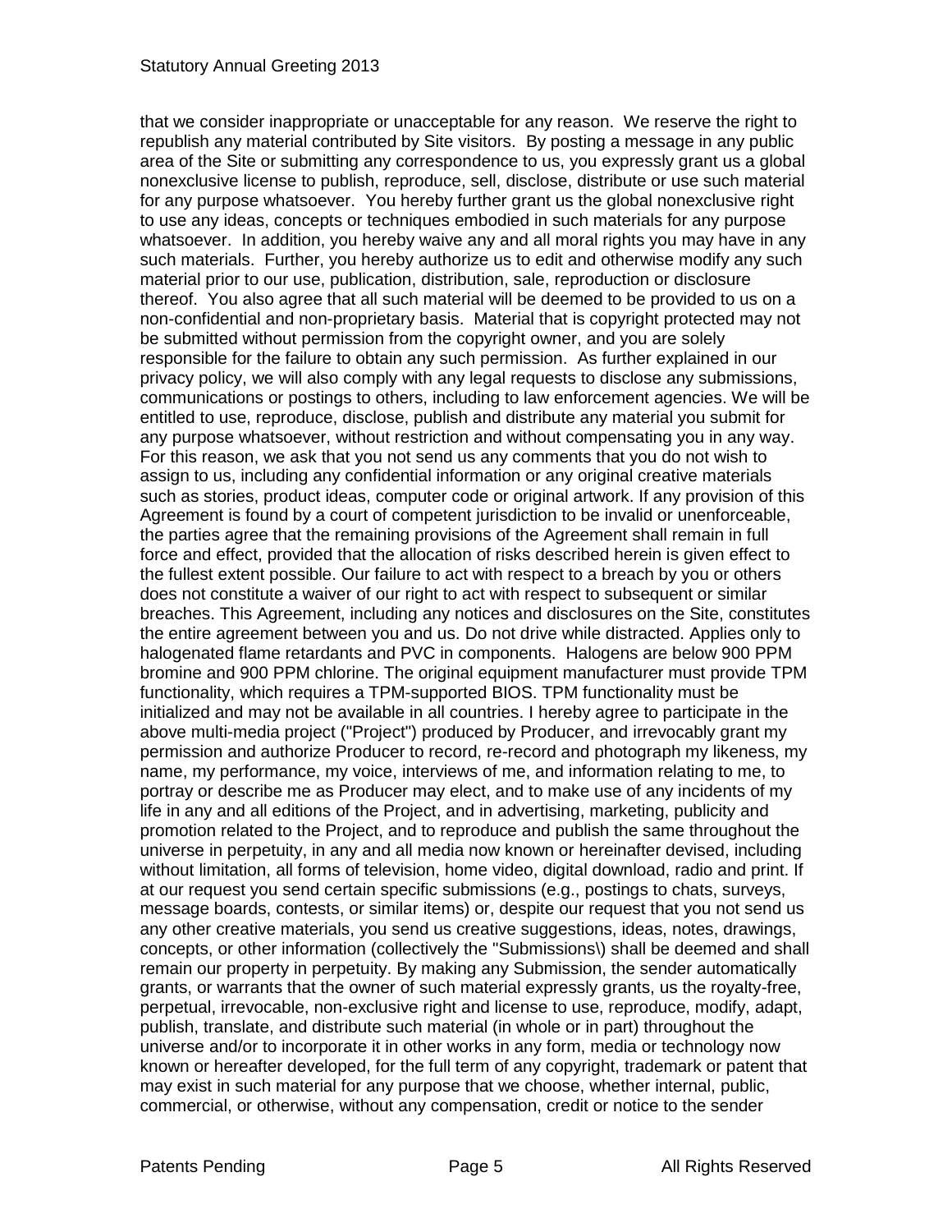that we consider inappropriate or unacceptable for any reason. We reserve the right to republish any material contributed by Site visitors. By posting a message in any public area of the Site or submitting any correspondence to us, you expressly grant us a global nonexclusive license to publish, reproduce, sell, disclose, distribute or use such material for any purpose whatsoever. You hereby further grant us the global nonexclusive right to use any ideas, concepts or techniques embodied in such materials for any purpose whatsoever. In addition, you hereby waive any and all moral rights you may have in any such materials. Further, you hereby authorize us to edit and otherwise modify any such material prior to our use, publication, distribution, sale, reproduction or disclosure thereof. You also agree that all such material will be deemed to be provided to us on a non-confidential and non-proprietary basis. Material that is copyright protected may not be submitted without permission from the copyright owner, and you are solely responsible for the failure to obtain any such permission. As further explained in our privacy policy, we will also comply with any legal requests to disclose any submissions, communications or postings to others, including to law enforcement agencies. We will be entitled to use, reproduce, disclose, publish and distribute any material you submit for any purpose whatsoever, without restriction and without compensating you in any way. For this reason, we ask that you not send us any comments that you do not wish to assign to us, including any confidential information or any original creative materials such as stories, product ideas, computer code or original artwork. If any provision of this Agreement is found by a court of competent jurisdiction to be invalid or unenforceable, the parties agree that the remaining provisions of the Agreement shall remain in full force and effect, provided that the allocation of risks described herein is given effect to the fullest extent possible. Our failure to act with respect to a breach by you or others does not constitute a waiver of our right to act with respect to subsequent or similar breaches. This Agreement, including any notices and disclosures on the Site, constitutes the entire agreement between you and us. Do not drive while distracted. Applies only to halogenated flame retardants and PVC in components. Halogens are below 900 PPM bromine and 900 PPM chlorine. The original equipment manufacturer must provide TPM functionality, which requires a TPM-supported BIOS. TPM functionality must be initialized and may not be available in all countries. I hereby agree to participate in the above multi-media project ("Project") produced by Producer, and irrevocably grant my permission and authorize Producer to record, re-record and photograph my likeness, my name, my performance, my voice, interviews of me, and information relating to me, to portray or describe me as Producer may elect, and to make use of any incidents of my life in any and all editions of the Project, and in advertising, marketing, publicity and promotion related to the Project, and to reproduce and publish the same throughout the universe in perpetuity, in any and all media now known or hereinafter devised, including without limitation, all forms of television, home video, digital download, radio and print. If at our request you send certain specific submissions (e.g., postings to chats, surveys, message boards, contests, or similar items) or, despite our request that you not send us any other creative materials, you send us creative suggestions, ideas, notes, drawings, concepts, or other information (collectively the "Submissions\) shall be deemed and shall remain our property in perpetuity. By making any Submission, the sender automatically grants, or warrants that the owner of such material expressly grants, us the royalty-free, perpetual, irrevocable, non-exclusive right and license to use, reproduce, modify, adapt, publish, translate, and distribute such material (in whole or in part) throughout the universe and/or to incorporate it in other works in any form, media or technology now known or hereafter developed, for the full term of any copyright, trademark or patent that may exist in such material for any purpose that we choose, whether internal, public, commercial, or otherwise, without any compensation, credit or notice to the sender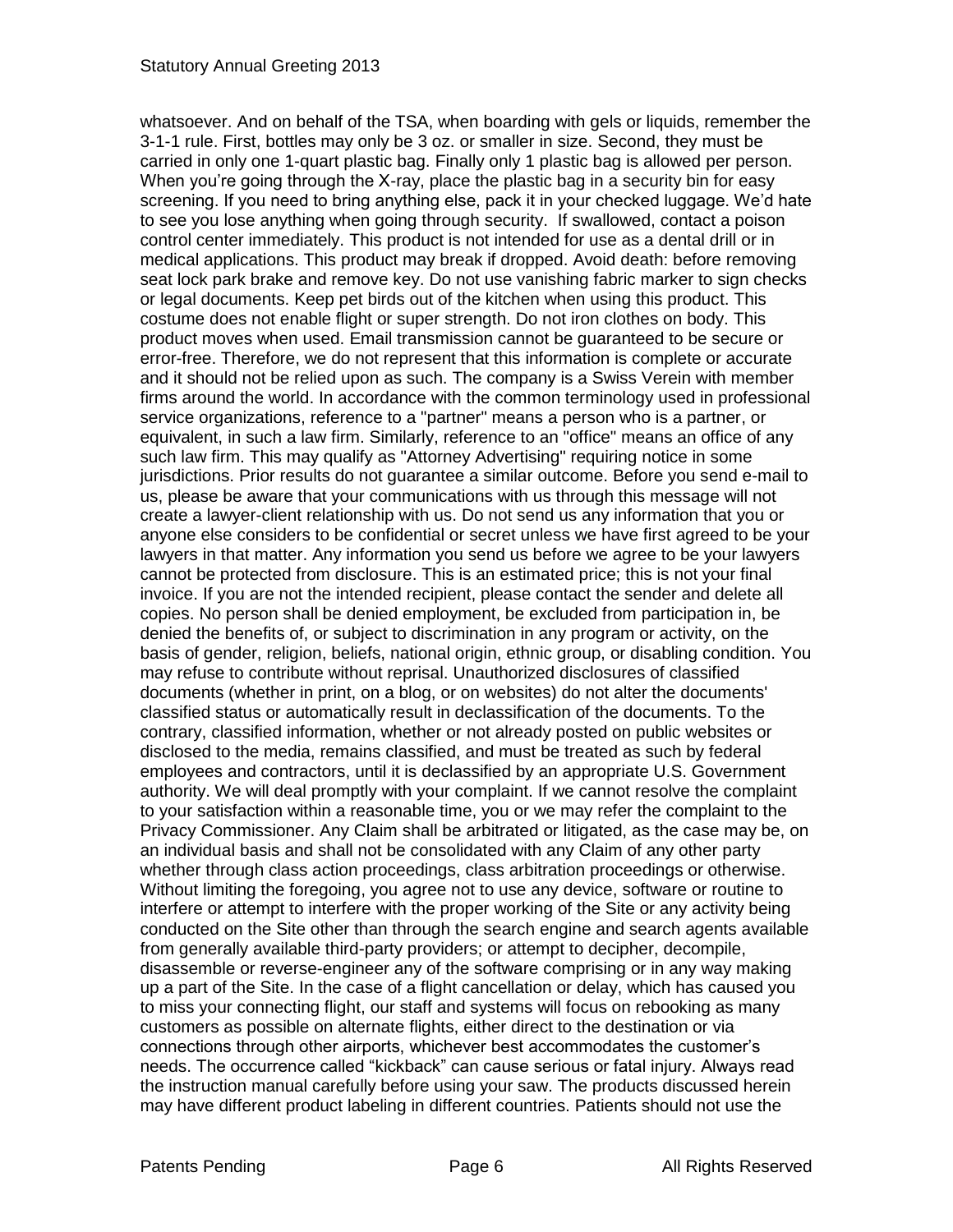whatsoever. And on behalf of the TSA, when boarding with gels or liquids, remember the 3-1-1 rule. First, bottles may only be 3 oz. or smaller in size. Second, they must be carried in only one 1-quart plastic bag. Finally only 1 plastic bag is allowed per person. When you're going through the X-ray, place the plastic bag in a security bin for easy screening. If you need to bring anything else, pack it in your checked luggage. We'd hate to see you lose anything when going through security. If swallowed, contact a poison control center immediately. This product is not intended for use as a dental drill or in medical applications. This product may break if dropped. Avoid death: before removing seat lock park brake and remove key. Do not use vanishing fabric marker to sign checks or legal documents. Keep pet birds out of the kitchen when using this product. This costume does not enable flight or super strength. Do not iron clothes on body. This product moves when used. Email transmission cannot be guaranteed to be secure or error-free. Therefore, we do not represent that this information is complete or accurate and it should not be relied upon as such. The company is a Swiss Verein with member firms around the world. In accordance with the common terminology used in professional service organizations, reference to a "partner" means a person who is a partner, or equivalent, in such a law firm. Similarly, reference to an "office" means an office of any such law firm. This may qualify as "Attorney Advertising" requiring notice in some jurisdictions. Prior results do not guarantee a similar outcome. Before you send e-mail to us, please be aware that your communications with us through this message will not create a lawyer-client relationship with us. Do not send us any information that you or anyone else considers to be confidential or secret unless we have first agreed to be your lawyers in that matter. Any information you send us before we agree to be your lawyers cannot be protected from disclosure. This is an estimated price; this is not your final invoice. If you are not the intended recipient, please contact the sender and delete all copies. No person shall be denied employment, be excluded from participation in, be denied the benefits of, or subject to discrimination in any program or activity, on the basis of gender, religion, beliefs, national origin, ethnic group, or disabling condition. You may refuse to contribute without reprisal. Unauthorized disclosures of classified documents (whether in print, on a blog, or on websites) do not alter the documents' classified status or automatically result in declassification of the documents. To the contrary, classified information, whether or not already posted on public websites or disclosed to the media, remains classified, and must be treated as such by federal employees and contractors, until it is declassified by an appropriate U.S. Government authority. We will deal promptly with your complaint. If we cannot resolve the complaint to your satisfaction within a reasonable time, you or we may refer the complaint to the Privacy Commissioner. Any Claim shall be arbitrated or litigated, as the case may be, on an individual basis and shall not be consolidated with any Claim of any other party whether through class action proceedings, class arbitration proceedings or otherwise. Without limiting the foregoing, you agree not to use any device, software or routine to interfere or attempt to interfere with the proper working of the Site or any activity being conducted on the Site other than through the search engine and search agents available from generally available third-party providers; or attempt to decipher, decompile, disassemble or reverse-engineer any of the software comprising or in any way making up a part of the Site. In the case of a flight cancellation or delay, which has caused you to miss your connecting flight, our staff and systems will focus on rebooking as many customers as possible on alternate flights, either direct to the destination or via connections through other airports, whichever best accommodates the customer's needs. The occurrence called "kickback" can cause serious or fatal injury. Always read the instruction manual carefully before using your saw. The products discussed herein may have different product labeling in different countries. Patients should not use the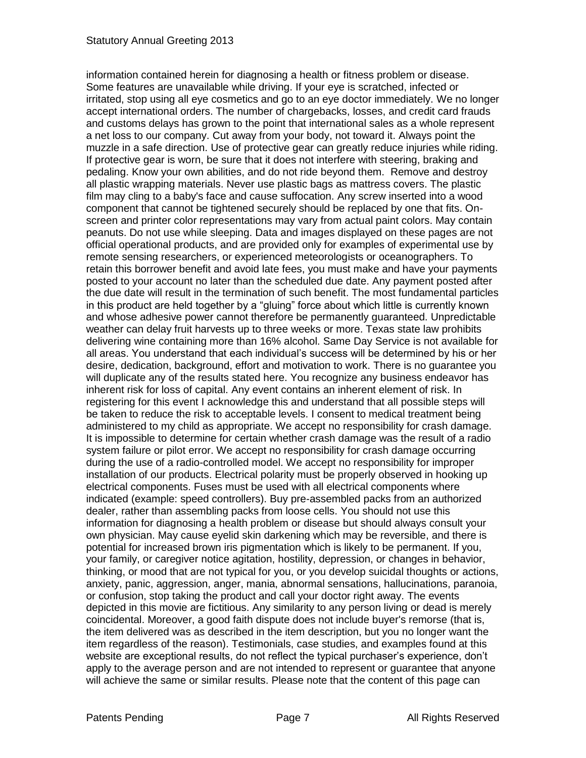information contained herein for diagnosing a health or fitness problem or disease. Some features are unavailable while driving. If your eye is scratched, infected or irritated, stop using all eye cosmetics and go to an eye doctor immediately. We no longer accept international orders. The number of chargebacks, losses, and credit card frauds and customs delays has grown to the point that international sales as a whole represent a net loss to our company. Cut away from your body, not toward it. Always point the muzzle in a safe direction. Use of protective gear can greatly reduce injuries while riding. If protective gear is worn, be sure that it does not interfere with steering, braking and pedaling. Know your own abilities, and do not ride beyond them. Remove and destroy all plastic wrapping materials. Never use plastic bags as mattress covers. The plastic film may cling to a baby's face and cause suffocation. Any screw inserted into a wood component that cannot be tightened securely should be replaced by one that fits. On-screen and printer color representations may vary from actual paint colors. May contain peanuts. Do not use while sleeping. Data and images displayed on these pages are not official operational products, and are provided only for examples of experimental use by remote sensing researchers, or experienced meteorologists or oceanographers. To retain this borrower benefit and avoid late fees, you must make and have your payments posted to your account no later than the scheduled due date. Any payment posted after the due date will result in the termination of such benefit. The most fundamental particles in this product are held together by a “gluing” force about which little is currently known and whose adhesive power cannot therefore be permanently guaranteed. Unpredictable weather can delay fruit harvests up to three weeks or more. Texas state law prohibits delivering wine containing more than 16% alcohol. Same Day Service is not available for all areas. You understand that each individual’s success will be determined by his or her desire, dedication, background, effort and motivation to work. There is no guarantee you will duplicate any of the results stated here. You recognize any business endeavor has inherent risk for loss of capital. Any event contains an inherent element of risk. In registering for this event I acknowledge this and understand that all possible steps will be taken to reduce the risk to acceptable levels. I consent to medical treatment being administered to my child as appropriate. We accept no responsibility for crash damage. It is impossible to determine for certain whether crash damage was the result of a radio system failure or pilot error. We accept no responsibility for crash damage occurring during the use of a radio-controlled model. We accept no responsibility for improper installation of our products. Electrical polarity must be properly observed in hooking up electrical components. Fuses must be used with all electrical components where indicated (example: speed controllers). Buy pre-assembled packs from an authorized dealer, rather than assembling packs from loose cells. You should not use this information for diagnosing a health problem or disease but should always consult your own physician. May cause eyelid skin darkening which may be reversible, and there is potential for increased brown iris pigmentation which is likely to be permanent. If you, your family, or caregiver notice agitation, hostility, depression, or changes in behavior, thinking, or mood that are not typical for you, or you develop suicidal thoughts or actions, anxiety, panic, aggression, anger, mania, abnormal sensations, hallucinations, paranoia, or confusion, stop taking the product and call your doctor right away. The events depicted in this movie are fictitious. Any similarity to any person living or dead is merely coincidental. Moreover, a good faith dispute does not include buyer's remorse (that is, the item delivered was as described in the item description, but you no longer want the item regardless of the reason). Testimonials, case studies, and examples found at this website are exceptional results, do not reflect the typical purchaser’s experience, don’t apply to the average person and are not intended to represent or guarantee that anyone will achieve the same or similar results. Please note that the content of this page can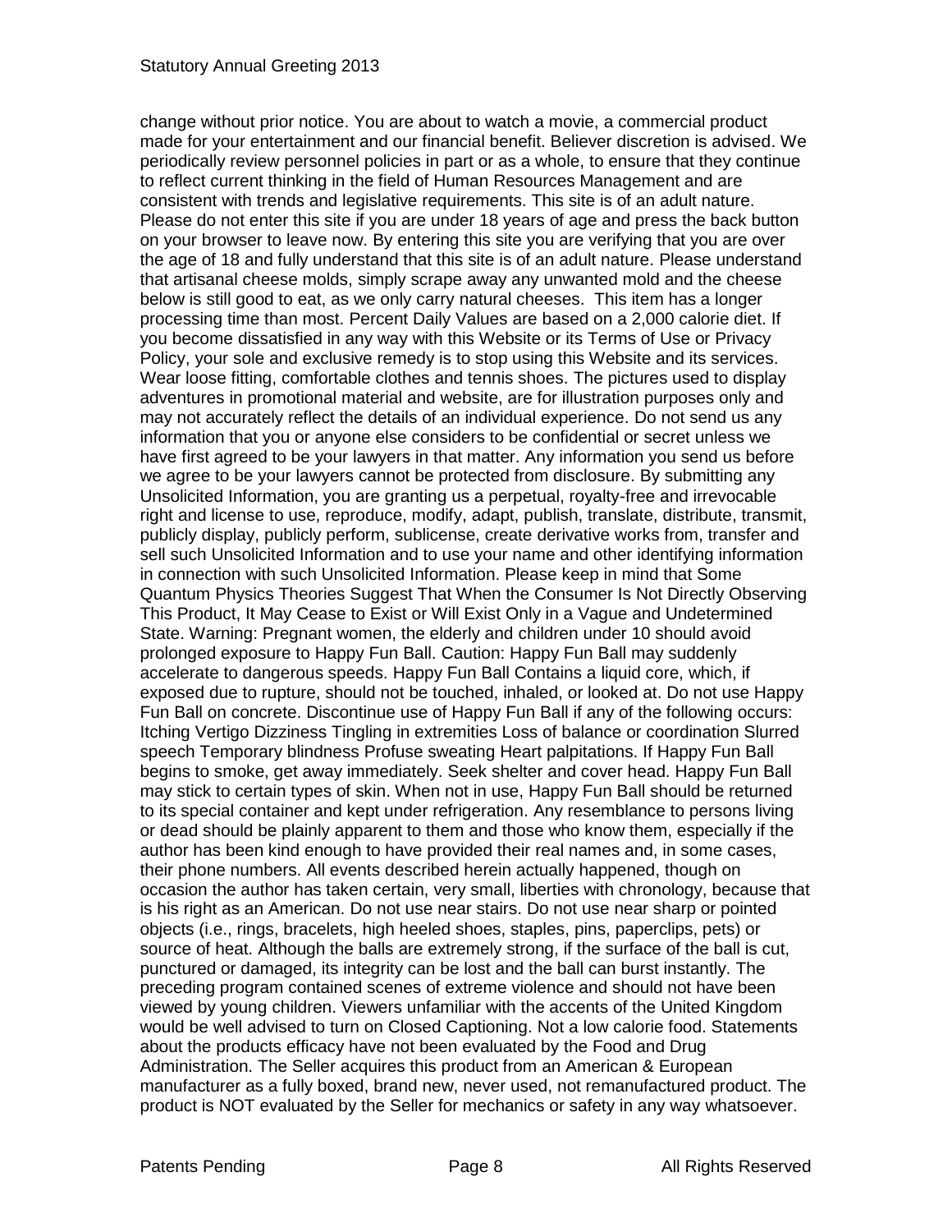change without prior notice. You are about to watch a movie, a commercial product made for your entertainment and our financial benefit. Believer discretion is advised. We periodically review personnel policies in part or as a whole, to ensure that they continue to reflect current thinking in the field of Human Resources Management and are consistent with trends and legislative requirements. This site is of an adult nature. Please do not enter this site if you are under 18 years of age and press the back button on your browser to leave now. By entering this site you are verifying that you are over the age of 18 and fully understand that this site is of an adult nature. Please understand that artisanal cheese molds, simply scrape away any unwanted mold and the cheese below is still good to eat, as we only carry natural cheeses. This item has a longer processing time than most. Percent Daily Values are based on a 2,000 calorie diet. If you become dissatisfied in any way with this Website or its Terms of Use or Privacy Policy, your sole and exclusive remedy is to stop using this Website and its services. Wear loose fitting, comfortable clothes and tennis shoes. The pictures used to display adventures in promotional material and website, are for illustration purposes only and may not accurately reflect the details of an individual experience. Do not send us any information that you or anyone else considers to be confidential or secret unless we have first agreed to be your lawyers in that matter. Any information you send us before we agree to be your lawyers cannot be protected from disclosure. By submitting any Unsolicited Information, you are granting us a perpetual, royalty-free and irrevocable right and license to use, reproduce, modify, adapt, publish, translate, distribute, transmit, publicly display, publicly perform, sublicense, create derivative works from, transfer and sell such Unsolicited Information and to use your name and other identifying information in connection with such Unsolicited Information. Please keep in mind that Some Quantum Physics Theories Suggest That When the Consumer Is Not Directly Observing This Product, It May Cease to Exist or Will Exist Only in a Vague and Undetermined State. Warning: Pregnant women, the elderly and children under 10 should avoid prolonged exposure to Happy Fun Ball. Caution: Happy Fun Ball may suddenly accelerate to dangerous speeds. Happy Fun Ball Contains a liquid core, which, if exposed due to rupture, should not be touched, inhaled, or looked at. Do not use Happy Fun Ball on concrete. Discontinue use of Happy Fun Ball if any of the following occurs: Itching Vertigo Dizziness Tingling in extremities Loss of balance or coordination Slurred speech Temporary blindness Profuse sweating Heart palpitations. If Happy Fun Ball begins to smoke, get away immediately. Seek shelter and cover head. Happy Fun Ball may stick to certain types of skin. When not in use, Happy Fun Ball should be returned to its special container and kept under refrigeration. Any resemblance to persons living or dead should be plainly apparent to them and those who know them, especially if the author has been kind enough to have provided their real names and, in some cases, their phone numbers. All events described herein actually happened, though on occasion the author has taken certain, very small, liberties with chronology, because that is his right as an American. Do not use near stairs. Do not use near sharp or pointed objects (i.e., rings, bracelets, high heeled shoes, staples, pins, paperclips, pets) or source of heat. Although the balls are extremely strong, if the surface of the ball is cut, punctured or damaged, its integrity can be lost and the ball can burst instantly. The preceding program contained scenes of extreme violence and should not have been viewed by young children. Viewers unfamiliar with the accents of the United Kingdom would be well advised to turn on Closed Captioning. Not a low calorie food. Statements about the products efficacy have not been evaluated by the Food and Drug Administration. The Seller acquires this product from an American & European manufacturer as a fully boxed, brand new, never used, not remanufactured product. The product is NOT evaluated by the Seller for mechanics or safety in any way whatsoever.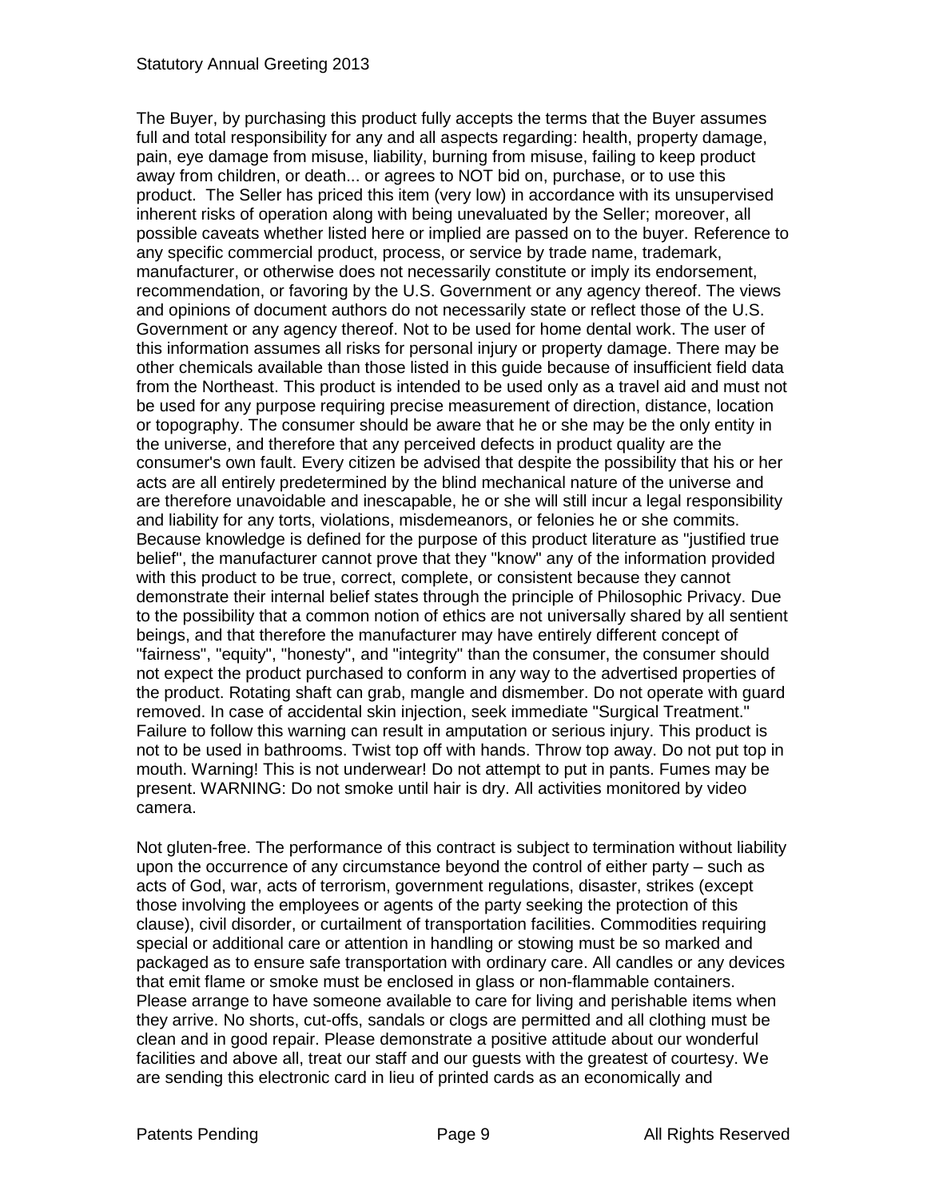The Buyer, by purchasing this product fully accepts the terms that the Buyer assumes full and total responsibility for any and all aspects regarding: health, property damage, pain, eye damage from misuse, liability, burning from misuse, failing to keep product away from children, or death... or agrees to NOT bid on, purchase, or to use this product. The Seller has priced this item (very low) in accordance with its unsupervised inherent risks of operation along with being unevaluated by the Seller; moreover, all possible caveats whether listed here or implied are passed on to the buyer. Reference to any specific commercial product, process, or service by trade name, trademark, manufacturer, or otherwise does not necessarily constitute or imply its endorsement, recommendation, or favoring by the U.S. Government or any agency thereof. The views and opinions of document authors do not necessarily state or reflect those of the U.S. Government or any agency thereof. Not to be used for home dental work. The user of this information assumes all risks for personal injury or property damage. There may be other chemicals available than those listed in this guide because of insufficient field data from the Northeast. This product is intended to be used only as a travel aid and must not be used for any purpose requiring precise measurement of direction, distance, location or topography. The consumer should be aware that he or she may be the only entity in the universe, and therefore that any perceived defects in product quality are the consumer's own fault. Every citizen be advised that despite the possibility that his or her acts are all entirely predetermined by the blind mechanical nature of the universe and are therefore unavoidable and inescapable, he or she will still incur a legal responsibility and liability for any torts, violations, misdemeanors, or felonies he or she commits. Because knowledge is defined for the purpose of this product literature as "justified true belief", the manufacturer cannot prove that they "know" any of the information provided with this product to be true, correct, complete, or consistent because they cannot demonstrate their internal belief states through the principle of Philosophic Privacy. Due to the possibility that a common notion of ethics are not universally shared by all sentient beings, and that therefore the manufacturer may have entirely different concept of "fairness", "equity", "honesty", and "integrity" than the consumer, the consumer should not expect the product purchased to conform in any way to the advertised properties of the product. Rotating shaft can grab, mangle and dismember. Do not operate with guard removed. In case of accidental skin injection, seek immediate "Surgical Treatment." Failure to follow this warning can result in amputation or serious injury. This product is not to be used in bathrooms. Twist top off with hands. Throw top away. Do not put top in mouth. Warning! This is not underwear! Do not attempt to put in pants. Fumes may be present. WARNING: Do not smoke until hair is dry. All activities monitored by video camera.

Not gluten-free. The performance of this contract is subject to termination without liability upon the occurrence of any circumstance beyond the control of either party – such as acts of God, war, acts of terrorism, government regulations, disaster, strikes (except those involving the employees or agents of the party seeking the protection of this clause), civil disorder, or curtailment of transportation facilities. Commodities requiring special or additional care or attention in handling or stowing must be so marked and packaged as to ensure safe transportation with ordinary care. All candles or any devices that emit flame or smoke must be enclosed in glass or non-flammable containers. Please arrange to have someone available to care for living and perishable items when they arrive. No shorts, cut-offs, sandals or clogs are permitted and all clothing must be clean and in good repair. Please demonstrate a positive attitude about our wonderful facilities and above all, treat our staff and our guests with the greatest of courtesy. We are sending this electronic card in lieu of printed cards as an economically and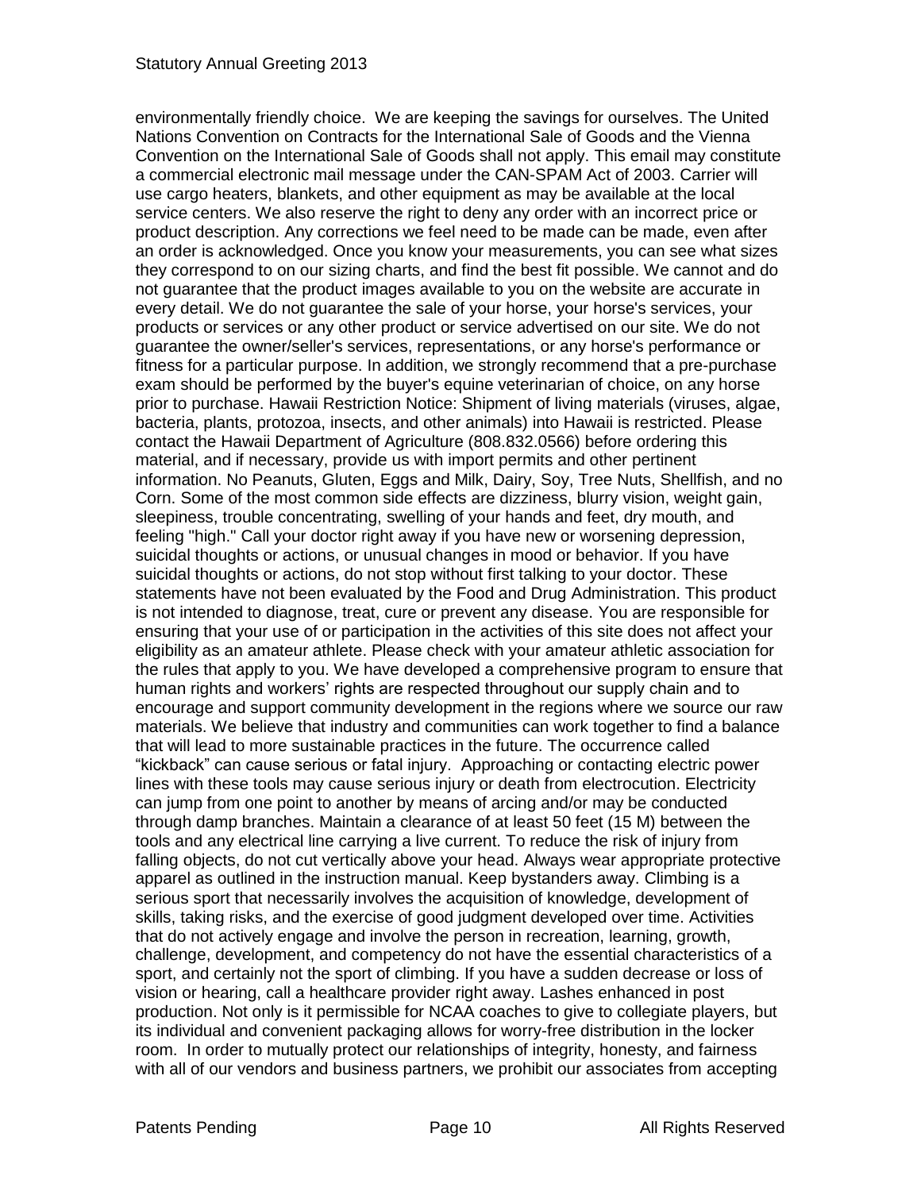environmentally friendly choice.  We are keeping the savings for ourselves. The United Nations Convention on Contracts for the International Sale of Goods and the Vienna Convention on the International Sale of Goods shall not apply. This email may constitute a commercial electronic mail message under the CAN-SPAM Act of 2003. Carrier will use cargo heaters, blankets, and other equipment as may be available at the local service centers. We also reserve the right to deny any order with an incorrect price or product description. Any corrections we feel need to be made can be made, even after an order is acknowledged. Once you know your measurements, you can see what sizes they correspond to on our sizing charts, and find the best fit possible. We cannot and do not guarantee that the product images available to you on the website are accurate in every detail. We do not guarantee the sale of your horse, your horse's services, your products or services or any other product or service advertised on our site. We do not guarantee the owner/seller's services, representations, or any horse's performance or fitness for a particular purpose. In addition, we strongly recommend that a pre-purchase exam should be performed by the buyer's equine veterinarian of choice, on any horse prior to purchase. Hawaii Restriction Notice: Shipment of living materials (viruses, algae, bacteria, plants, protozoa, insects, and other animals) into Hawaii is restricted. Please contact the Hawaii Department of Agriculture (808.832.0566) before ordering this material, and if necessary, provide us with import permits and other pertinent information. No Peanuts, Gluten, Eggs and Milk, Dairy, Soy, Tree Nuts, Shellfish, and no Corn. Some of the most common side effects are dizziness, blurry vision, weight gain, sleepiness, trouble concentrating, swelling of your hands and feet, dry mouth, and feeling "high." Call your doctor right away if you have new or worsening depression, suicidal thoughts or actions, or unusual changes in mood or behavior. If you have suicidal thoughts or actions, do not stop without first talking to your doctor. These statements have not been evaluated by the Food and Drug Administration. This product is not intended to diagnose, treat, cure or prevent any disease. You are responsible for ensuring that your use of or participation in the activities of this site does not affect your eligibility as an amateur athlete. Please check with your amateur athletic association for the rules that apply to you. We have developed a comprehensive program to ensure that human rights and workers' rights are respected throughout our supply chain and to encourage and support community development in the regions where we source our raw materials. We believe that industry and communities can work together to find a balance that will lead to more sustainable practices in the future. The occurrence called "kickback" can cause serious or fatal injury.  Approaching or contacting electric power lines with these tools may cause serious injury or death from electrocution. Electricity can jump from one point to another by means of arcing and/or may be conducted through damp branches. Maintain a clearance of at least 50 feet (15 M) between the tools and any electrical line carrying a live current. To reduce the risk of injury from falling objects, do not cut vertically above your head. Always wear appropriate protective apparel as outlined in the instruction manual. Keep bystanders away. Climbing is a serious sport that necessarily involves the acquisition of knowledge, development of skills, taking risks, and the exercise of good judgment developed over time. Activities that do not actively engage and involve the person in recreation, learning, growth, challenge, development, and competency do not have the essential characteristics of a sport, and certainly not the sport of climbing. If you have a sudden decrease or loss of vision or hearing, call a healthcare provider right away. Lashes enhanced in post production. Not only is it permissible for NCAA coaches to give to collegiate players, but its individual and convenient packaging allows for worry-free distribution in the locker room.  In order to mutually protect our relationships of integrity, honesty, and fairness with all of our vendors and business partners, we prohibit our associates from accepting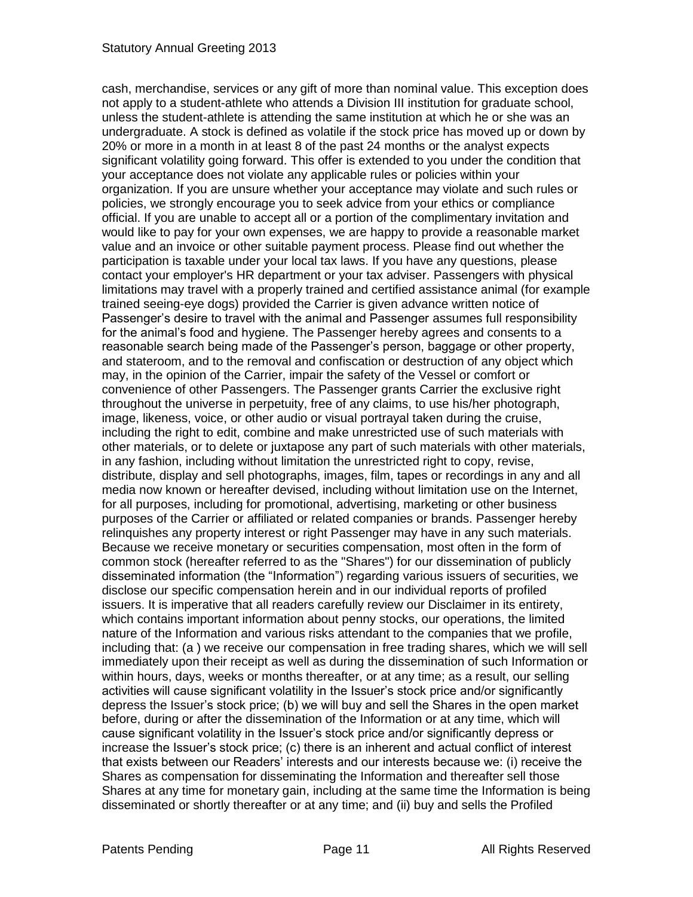cash, merchandise, services or any gift of more than nominal value. This exception does not apply to a student-athlete who attends a Division III institution for graduate school, unless the student-athlete is attending the same institution at which he or she was an undergraduate. A stock is defined as volatile if the stock price has moved up or down by 20% or more in a month in at least 8 of the past 24 months or the analyst expects significant volatility going forward. This offer is extended to you under the condition that your acceptance does not violate any applicable rules or policies within your organization. If you are unsure whether your acceptance may violate and such rules or policies, we strongly encourage you to seek advice from your ethics or compliance official. If you are unable to accept all or a portion of the complimentary invitation and would like to pay for your own expenses, we are happy to provide a reasonable market value and an invoice or other suitable payment process. Please find out whether the participation is taxable under your local tax laws. If you have any questions, please contact your employer's HR department or your tax adviser. Passengers with physical limitations may travel with a properly trained and certified assistance animal (for example trained seeing-eye dogs) provided the Carrier is given advance written notice of Passenger's desire to travel with the animal and Passenger assumes full responsibility for the animal's food and hygiene. The Passenger hereby agrees and consents to a reasonable search being made of the Passenger's person, baggage or other property, and stateroom, and to the removal and confiscation or destruction of any object which may, in the opinion of the Carrier, impair the safety of the Vessel or comfort or convenience of other Passengers. The Passenger grants Carrier the exclusive right throughout the universe in perpetuity, free of any claims, to use his/her photograph, image, likeness, voice, or other audio or visual portrayal taken during the cruise, including the right to edit, combine and make unrestricted use of such materials with other materials, or to delete or juxtapose any part of such materials with other materials, in any fashion, including without limitation the unrestricted right to copy, revise, distribute, display and sell photographs, images, film, tapes or recordings in any and all media now known or hereafter devised, including without limitation use on the Internet, for all purposes, including for promotional, advertising, marketing or other business purposes of the Carrier or affiliated or related companies or brands. Passenger hereby relinquishes any property interest or right Passenger may have in any such materials. Because we receive monetary or securities compensation, most often in the form of common stock (hereafter referred to as the "Shares") for our dissemination of publicly disseminated information (the "Information") regarding various issuers of securities, we disclose our specific compensation herein and in our individual reports of profiled issuers. It is imperative that all readers carefully review our Disclaimer in its entirety, which contains important information about penny stocks, our operations, the limited nature of the Information and various risks attendant to the companies that we profile, including that: (a ) we receive our compensation in free trading shares, which we will sell immediately upon their receipt as well as during the dissemination of such Information or within hours, days, weeks or months thereafter, or at any time; as a result, our selling activities will cause significant volatility in the Issuer's stock price and/or significantly depress the Issuer's stock price; (b) we will buy and sell the Shares in the open market before, during or after the dissemination of the Information or at any time, which will cause significant volatility in the Issuer's stock price and/or significantly depress or increase the Issuer's stock price; (c) there is an inherent and actual conflict of interest that exists between our Readers' interests and our interests because we: (i) receive the Shares as compensation for disseminating the Information and thereafter sell those Shares at any time for monetary gain, including at the same time the Information is being disseminated or shortly thereafter or at any time; and (ii) buy and sells the Profiled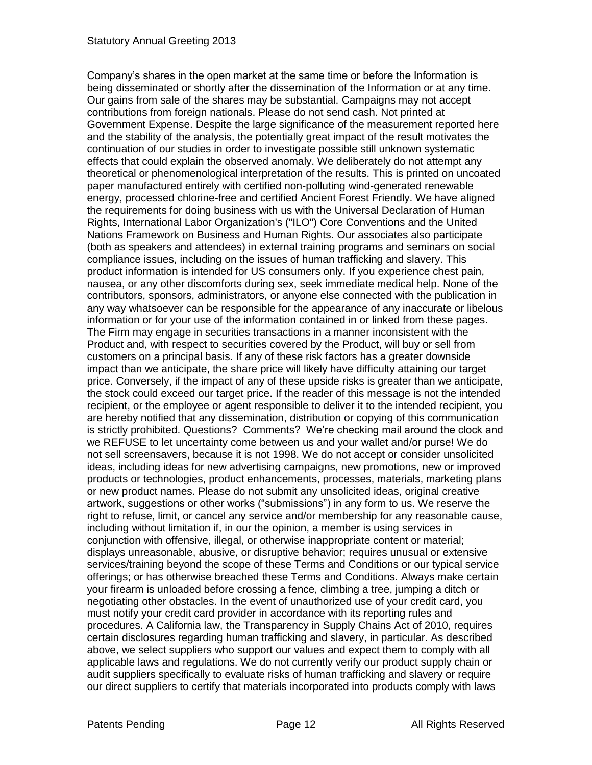Company's shares in the open market at the same time or before the Information is being disseminated or shortly after the dissemination of the Information or at any time. Our gains from sale of the shares may be substantial. Campaigns may not accept contributions from foreign nationals. Please do not send cash. Not printed at Government Expense. Despite the large significance of the measurement reported here and the stability of the analysis, the potentially great impact of the result motivates the continuation of our studies in order to investigate possible still unknown systematic effects that could explain the observed anomaly. We deliberately do not attempt any theoretical or phenomenological interpretation of the results. This is printed on uncoated paper manufactured entirely with certified non-polluting wind-generated renewable energy, processed chlorine-free and certified Ancient Forest Friendly. We have aligned the requirements for doing business with us with the Universal Declaration of Human Rights, International Labor Organization's ("ILO") Core Conventions and the United Nations Framework on Business and Human Rights. Our associates also participate (both as speakers and attendees) in external training programs and seminars on social compliance issues, including on the issues of human trafficking and slavery. This product information is intended for US consumers only. If you experience chest pain, nausea, or any other discomforts during sex, seek immediate medical help. None of the contributors, sponsors, administrators, or anyone else connected with the publication in any way whatsoever can be responsible for the appearance of any inaccurate or libelous information or for your use of the information contained in or linked from these pages. The Firm may engage in securities transactions in a manner inconsistent with the Product and, with respect to securities covered by the Product, will buy or sell from customers on a principal basis. If any of these risk factors has a greater downside impact than we anticipate, the share price will likely have difficulty attaining our target price. Conversely, if the impact of any of these upside risks is greater than we anticipate, the stock could exceed our target price. If the reader of this message is not the intended recipient, or the employee or agent responsible to deliver it to the intended recipient, you are hereby notified that any dissemination, distribution or copying of this communication is strictly prohibited. Questions? Comments? We're checking mail around the clock and we REFUSE to let uncertainty come between us and your wallet and/or purse! We do not sell screensavers, because it is not 1998. We do not accept or consider unsolicited ideas, including ideas for new advertising campaigns, new promotions, new or improved products or technologies, product enhancements, processes, materials, marketing plans or new product names. Please do not submit any unsolicited ideas, original creative artwork, suggestions or other works ("submissions") in any form to us. We reserve the right to refuse, limit, or cancel any service and/or membership for any reasonable cause, including without limitation if, in our the opinion, a member is using services in conjunction with offensive, illegal, or otherwise inappropriate content or material; displays unreasonable, abusive, or disruptive behavior; requires unusual or extensive services/training beyond the scope of these Terms and Conditions or our typical service offerings; or has otherwise breached these Terms and Conditions. Always make certain your firearm is unloaded before crossing a fence, climbing a tree, jumping a ditch or negotiating other obstacles. In the event of unauthorized use of your credit card, you must notify your credit card provider in accordance with its reporting rules and procedures. A California law, the Transparency in Supply Chains Act of 2010, requires certain disclosures regarding human trafficking and slavery, in particular. As described above, we select suppliers who support our values and expect them to comply with all applicable laws and regulations. We do not currently verify our product supply chain or audit suppliers specifically to evaluate risks of human trafficking and slavery or require our direct suppliers to certify that materials incorporated into products comply with laws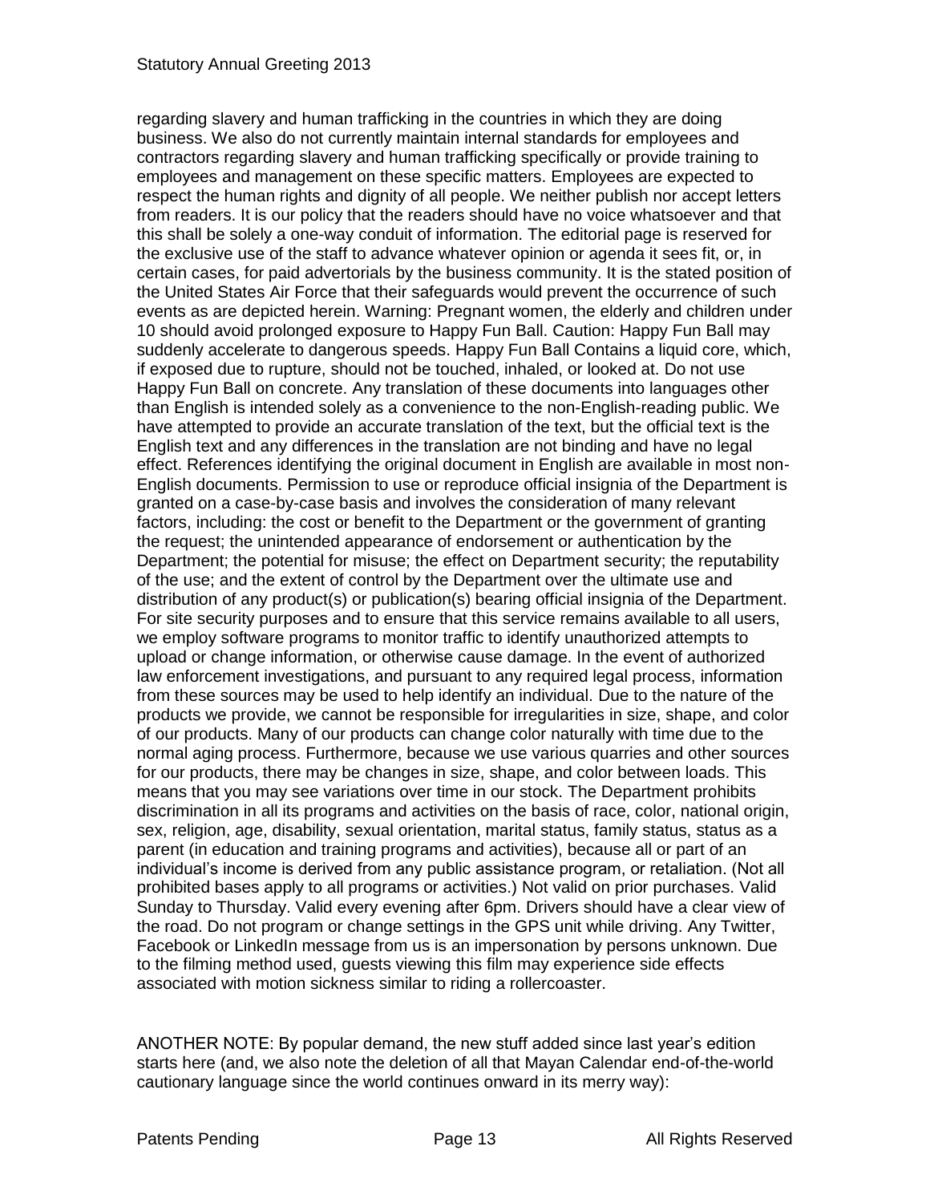regarding slavery and human trafficking in the countries in which they are doing business. We also do not currently maintain internal standards for employees and contractors regarding slavery and human trafficking specifically or provide training to employees and management on these specific matters. Employees are expected to respect the human rights and dignity of all people. We neither publish nor accept letters from readers. It is our policy that the readers should have no voice whatsoever and that this shall be solely a one-way conduit of information. The editorial page is reserved for the exclusive use of the staff to advance whatever opinion or agenda it sees fit, or, in certain cases, for paid advertorials by the business community. It is the stated position of the United States Air Force that their safeguards would prevent the occurrence of such events as are depicted herein. Warning: Pregnant women, the elderly and children under 10 should avoid prolonged exposure to Happy Fun Ball. Caution: Happy Fun Ball may suddenly accelerate to dangerous speeds. Happy Fun Ball Contains a liquid core, which, if exposed due to rupture, should not be touched, inhaled, or looked at. Do not use Happy Fun Ball on concrete. Any translation of these documents into languages other than English is intended solely as a convenience to the non-English-reading public. We have attempted to provide an accurate translation of the text, but the official text is the English text and any differences in the translation are not binding and have no legal effect. References identifying the original document in English are available in most non-English documents. Permission to use or reproduce official insignia of the Department is granted on a case-by-case basis and involves the consideration of many relevant factors, including: the cost or benefit to the Department or the government of granting the request; the unintended appearance of endorsement or authentication by the Department; the potential for misuse; the effect on Department security; the reputability of the use; and the extent of control by the Department over the ultimate use and distribution of any product(s) or publication(s) bearing official insignia of the Department. For site security purposes and to ensure that this service remains available to all users, we employ software programs to monitor traffic to identify unauthorized attempts to upload or change information, or otherwise cause damage. In the event of authorized law enforcement investigations, and pursuant to any required legal process, information from these sources may be used to help identify an individual. Due to the nature of the products we provide, we cannot be responsible for irregularities in size, shape, and color of our products. Many of our products can change color naturally with time due to the normal aging process. Furthermore, because we use various quarries and other sources for our products, there may be changes in size, shape, and color between loads. This means that you may see variations over time in our stock. The Department prohibits discrimination in all its programs and activities on the basis of race, color, national origin, sex, religion, age, disability, sexual orientation, marital status, family status, status as a parent (in education and training programs and activities), because all or part of an individual's income is derived from any public assistance program, or retaliation. (Not all prohibited bases apply to all programs or activities.) Not valid on prior purchases. Valid Sunday to Thursday. Valid every evening after 6pm. Drivers should have a clear view of the road. Do not program or change settings in the GPS unit while driving. Any Twitter, Facebook or LinkedIn message from us is an impersonation by persons unknown. Due to the filming method used, guests viewing this film may experience side effects associated with motion sickness similar to riding a rollercoaster.

ANOTHER NOTE: By popular demand, the new stuff added since last year's edition starts here (and, we also note the deletion of all that Mayan Calendar end-of-the-world cautionary language since the world continues onward in its merry way):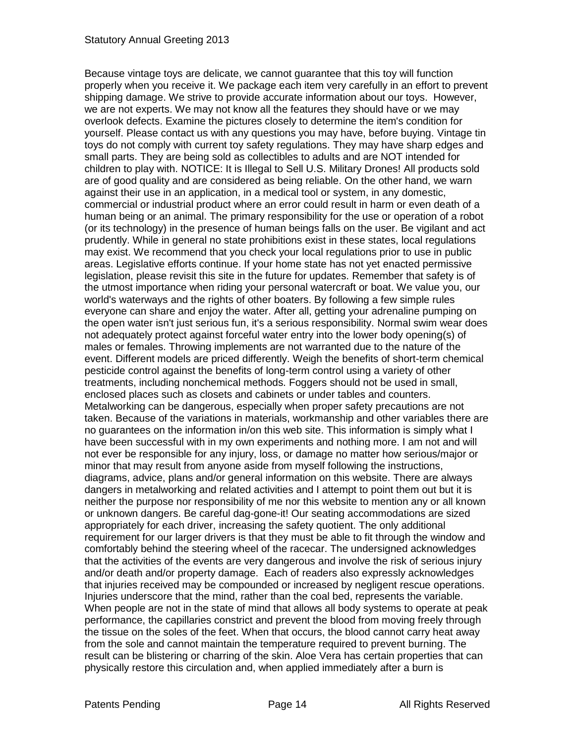Because vintage toys are delicate, we cannot guarantee that this toy will function properly when you receive it. We package each item very carefully in an effort to prevent shipping damage. We strive to provide accurate information about our toys. However, we are not experts. We may not know all the features they should have or we may overlook defects. Examine the pictures closely to determine the item's condition for yourself. Please contact us with any questions you may have, before buying. Vintage tin toys do not comply with current toy safety regulations. They may have sharp edges and small parts. They are being sold as collectibles to adults and are NOT intended for children to play with. NOTICE: It is Illegal to Sell U.S. Military Drones! All products sold are of good quality and are considered as being reliable. On the other hand, we warn against their use in an application, in a medical tool or system, in any domestic, commercial or industrial product where an error could result in harm or even death of a human being or an animal. The primary responsibility for the use or operation of a robot (or its technology) in the presence of human beings falls on the user. Be vigilant and act prudently. While in general no state prohibitions exist in these states, local regulations may exist. We recommend that you check your local regulations prior to use in public areas. Legislative efforts continue. If your home state has not yet enacted permissive legislation, please revisit this site in the future for updates. Remember that safety is of the utmost importance when riding your personal watercraft or boat. We value you, our world's waterways and the rights of other boaters. By following a few simple rules everyone can share and enjoy the water. After all, getting your adrenaline pumping on the open water isn't just serious fun, it's a serious responsibility. Normal swim wear does not adequately protect against forceful water entry into the lower body opening(s) of males or females. Throwing implements are not warranted due to the nature of the event. Different models are priced differently. Weigh the benefits of short-term chemical pesticide control against the benefits of long-term control using a variety of other treatments, including nonchemical methods. Foggers should not be used in small, enclosed places such as closets and cabinets or under tables and counters. Metalworking can be dangerous, especially when proper safety precautions are not taken. Because of the variations in materials, workmanship and other variables there are no guarantees on the information in/on this web site. This information is simply what I have been successful with in my own experiments and nothing more. I am not and will not ever be responsible for any injury, loss, or damage no matter how serious/major or minor that may result from anyone aside from myself following the instructions, diagrams, advice, plans and/or general information on this website. There are always dangers in metalworking and related activities and I attempt to point them out but it is neither the purpose nor responsibility of me nor this website to mention any or all known or unknown dangers. Be careful dag-gone-it! Our seating accommodations are sized appropriately for each driver, increasing the safety quotient. The only additional requirement for our larger drivers is that they must be able to fit through the window and comfortably behind the steering wheel of the racecar. The undersigned acknowledges that the activities of the events are very dangerous and involve the risk of serious injury and/or death and/or property damage. Each of readers also expressly acknowledges that injuries received may be compounded or increased by negligent rescue operations. Injuries underscore that the mind, rather than the coal bed, represents the variable. When people are not in the state of mind that allows all body systems to operate at peak performance, the capillaries constrict and prevent the blood from moving freely through the tissue on the soles of the feet. When that occurs, the blood cannot carry heat away from the sole and cannot maintain the temperature required to prevent burning. The result can be blistering or charring of the skin. Aloe Vera has certain properties that can physically restore this circulation and, when applied immediately after a burn is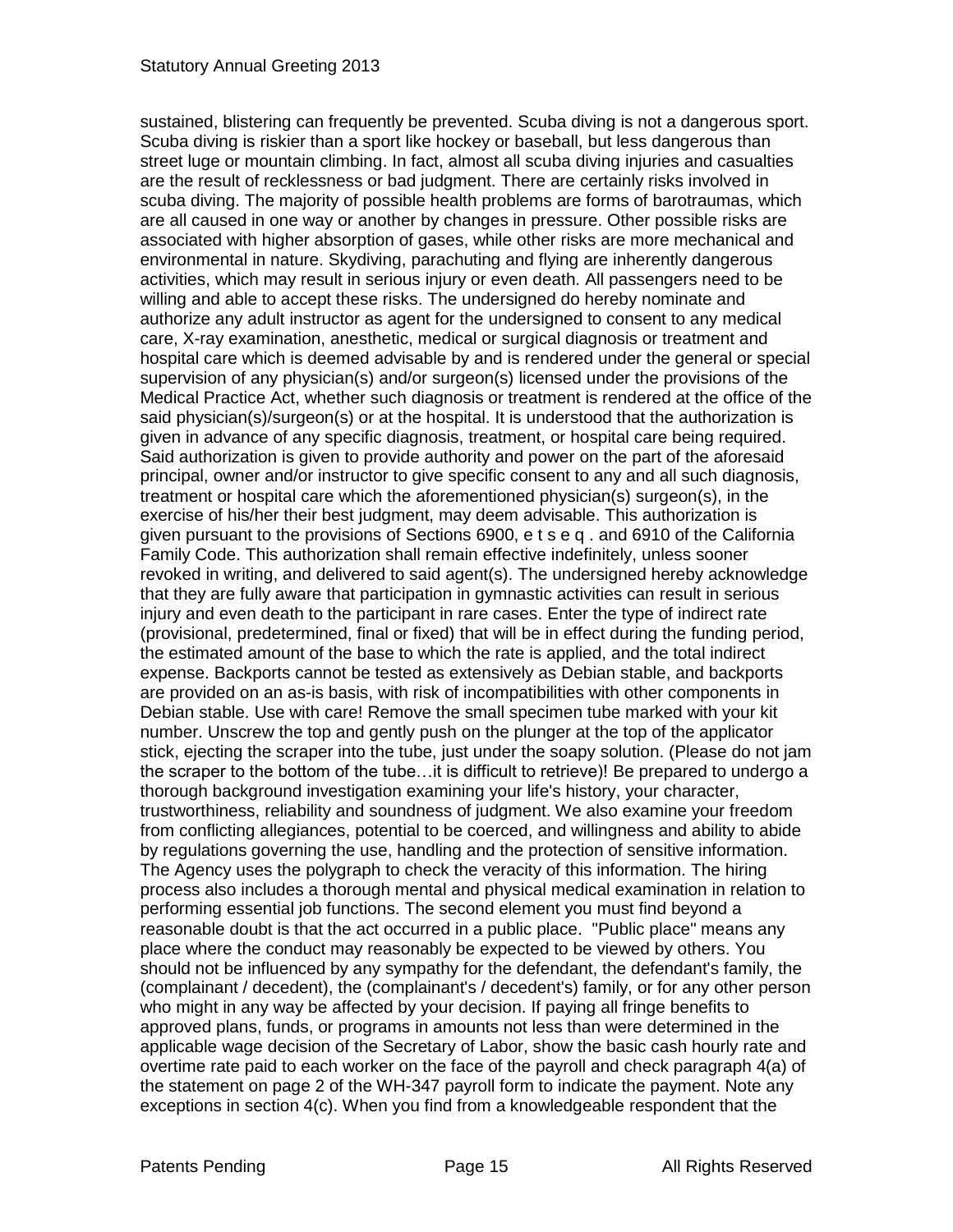sustained, blistering can frequently be prevented. Scuba diving is not a dangerous sport. Scuba diving is riskier than a sport like hockey or baseball, but less dangerous than street luge or mountain climbing. In fact, almost all scuba diving injuries and casualties are the result of recklessness or bad judgment. There are certainly risks involved in scuba diving. The majority of possible health problems are forms of barotraumas, which are all caused in one way or another by changes in pressure. Other possible risks are associated with higher absorption of gases, while other risks are more mechanical and environmental in nature. Skydiving, parachuting and flying are inherently dangerous activities, which may result in serious injury or even death. All passengers need to be willing and able to accept these risks. The undersigned do hereby nominate and authorize any adult instructor as agent for the undersigned to consent to any medical care, X-ray examination, anesthetic, medical or surgical diagnosis or treatment and hospital care which is deemed advisable by and is rendered under the general or special supervision of any physician(s) and/or surgeon(s) licensed under the provisions of the Medical Practice Act, whether such diagnosis or treatment is rendered at the office of the said physician(s)/surgeon(s) or at the hospital. It is understood that the authorization is given in advance of any specific diagnosis, treatment, or hospital care being required. Said authorization is given to provide authority and power on the part of the aforesaid principal, owner and/or instructor to give specific consent to any and all such diagnosis, treatment or hospital care which the aforementioned physician(s) surgeon(s), in the exercise of his/her their best judgment, may deem advisable. This authorization is given pursuant to the provisions of Sections 6900, e t s e q . and 6910 of the California Family Code. This authorization shall remain effective indefinitely, unless sooner revoked in writing, and delivered to said agent(s). The undersigned hereby acknowledge that they are fully aware that participation in gymnastic activities can result in serious injury and even death to the participant in rare cases. Enter the type of indirect rate (provisional, predetermined, final or fixed) that will be in effect during the funding period, the estimated amount of the base to which the rate is applied, and the total indirect expense. Backports cannot be tested as extensively as Debian stable, and backports are provided on an as-is basis, with risk of incompatibilities with other components in Debian stable. Use with care! Remove the small specimen tube marked with your kit number. Unscrew the top and gently push on the plunger at the top of the applicator stick, ejecting the scraper into the tube, just under the soapy solution. (Please do not jam the scraper to the bottom of the tube…it is difficult to retrieve)! Be prepared to undergo a thorough background investigation examining your life's history, your character, trustworthiness, reliability and soundness of judgment. We also examine your freedom from conflicting allegiances, potential to be coerced, and willingness and ability to abide by regulations governing the use, handling and the protection of sensitive information. The Agency uses the polygraph to check the veracity of this information. The hiring process also includes a thorough mental and physical medical examination in relation to performing essential job functions. The second element you must find beyond a reasonable doubt is that the act occurred in a public place. "Public place" means any place where the conduct may reasonably be expected to be viewed by others. You should not be influenced by any sympathy for the defendant, the defendant's family, the (complainant / decedent), the (complainant's / decedent's) family, or for any other person who might in any way be affected by your decision. If paying all fringe benefits to approved plans, funds, or programs in amounts not less than were determined in the applicable wage decision of the Secretary of Labor, show the basic cash hourly rate and overtime rate paid to each worker on the face of the payroll and check paragraph 4(a) of the statement on page 2 of the WH-347 payroll form to indicate the payment. Note any exceptions in section 4(c). When you find from a knowledgeable respondent that the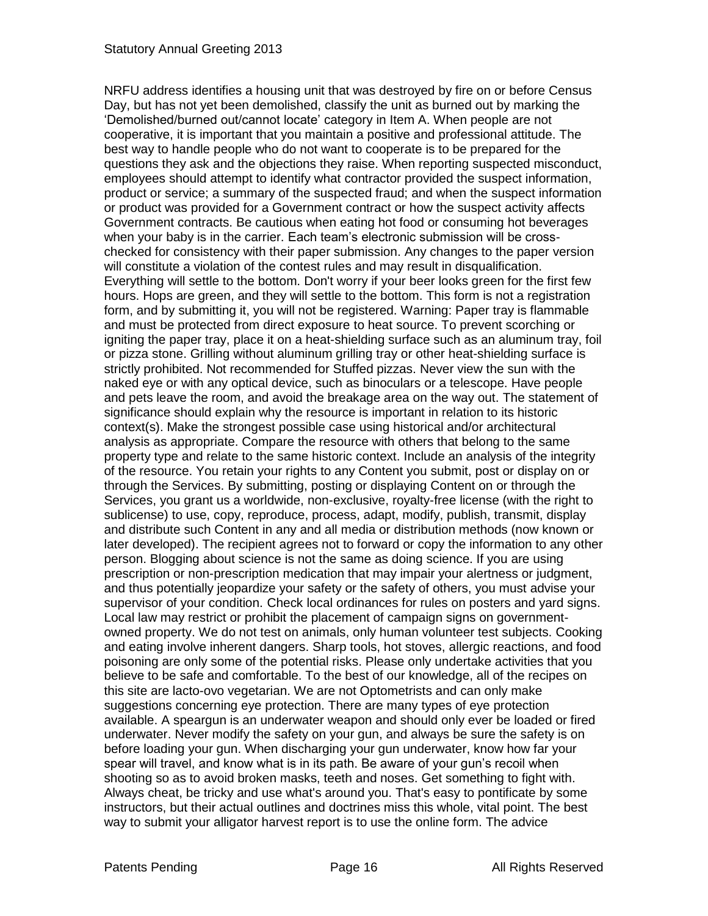NRFU address identifies a housing unit that was destroyed by fire on or before Census Day, but has not yet been demolished, classify the unit as burned out by marking the 'Demolished/burned out/cannot locate' category in Item A. When people are not cooperative, it is important that you maintain a positive and professional attitude. The best way to handle people who do not want to cooperate is to be prepared for the questions they ask and the objections they raise. When reporting suspected misconduct, employees should attempt to identify what contractor provided the suspect information, product or service; a summary of the suspected fraud; and when the suspect information or product was provided for a Government contract or how the suspect activity affects Government contracts. Be cautious when eating hot food or consuming hot beverages when your baby is in the carrier. Each team's electronic submission will be cross-checked for consistency with their paper submission. Any changes to the paper version will constitute a violation of the contest rules and may result in disqualification. Everything will settle to the bottom. Don't worry if your beer looks green for the first few hours. Hops are green, and they will settle to the bottom. This form is not a registration form, and by submitting it, you will not be registered. Warning: Paper tray is flammable and must be protected from direct exposure to heat source. To prevent scorching or igniting the paper tray, place it on a heat-shielding surface such as an aluminum tray, foil or pizza stone. Grilling without aluminum grilling tray or other heat-shielding surface is strictly prohibited. Not recommended for Stuffed pizzas. Never view the sun with the naked eye or with any optical device, such as binoculars or a telescope. Have people and pets leave the room, and avoid the breakage area on the way out. The statement of significance should explain why the resource is important in relation to its historic context(s). Make the strongest possible case using historical and/or architectural analysis as appropriate. Compare the resource with others that belong to the same property type and relate to the same historic context. Include an analysis of the integrity of the resource. You retain your rights to any Content you submit, post or display on or through the Services. By submitting, posting or displaying Content on or through the Services, you grant us a worldwide, non-exclusive, royalty-free license (with the right to sublicense) to use, copy, reproduce, process, adapt, modify, publish, transmit, display and distribute such Content in any and all media or distribution methods (now known or later developed). The recipient agrees not to forward or copy the information to any other person. Blogging about science is not the same as doing science. If you are using prescription or non-prescription medication that may impair your alertness or judgment, and thus potentially jeopardize your safety or the safety of others, you must advise your supervisor of your condition. Check local ordinances for rules on posters and yard signs. Local law may restrict or prohibit the placement of campaign signs on government-owned property. We do not test on animals, only human volunteer test subjects. Cooking and eating involve inherent dangers. Sharp tools, hot stoves, allergic reactions, and food poisoning are only some of the potential risks. Please only undertake activities that you believe to be safe and comfortable. To the best of our knowledge, all of the recipes on this site are lacto-ovo vegetarian. We are not Optometrists and can only make suggestions concerning eye protection. There are many types of eye protection available. A speargun is an underwater weapon and should only ever be loaded or fired underwater. Never modify the safety on your gun, and always be sure the safety is on before loading your gun. When discharging your gun underwater, know how far your spear will travel, and know what is in its path. Be aware of your gun's recoil when shooting so as to avoid broken masks, teeth and noses. Get something to fight with. Always cheat, be tricky and use what's around you. That's easy to pontificate by some instructors, but their actual outlines and doctrines miss this whole, vital point. The best way to submit your alligator harvest report is to use the online form. The advice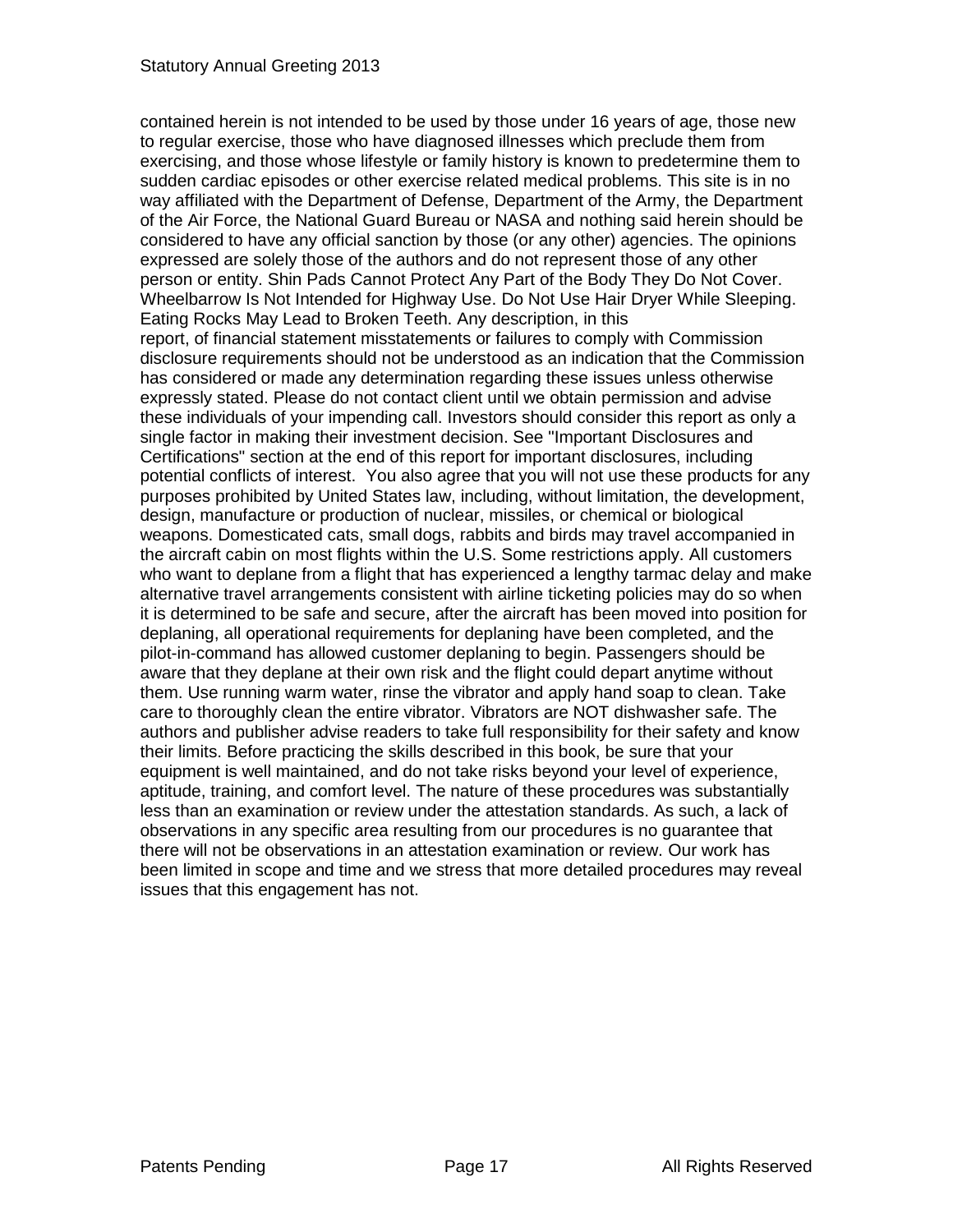contained herein is not intended to be used by those under 16 years of age, those new to regular exercise, those who have diagnosed illnesses which preclude them from exercising, and those whose lifestyle or family history is known to predetermine them to sudden cardiac episodes or other exercise related medical problems. This site is in no way affiliated with the Department of Defense, Department of the Army, the Department of the Air Force, the National Guard Bureau or NASA and nothing said herein should be considered to have any official sanction by those (or any other) agencies. The opinions expressed are solely those of the authors and do not represent those of any other person or entity. Shin Pads Cannot Protect Any Part of the Body They Do Not Cover. Wheelbarrow Is Not Intended for Highway Use. Do Not Use Hair Dryer While Sleeping. Eating Rocks May Lead to Broken Teeth. Any description, in this report, of financial statement misstatements or failures to comply with Commission disclosure requirements should not be understood as an indication that the Commission has considered or made any determination regarding these issues unless otherwise expressly stated. Please do not contact client until we obtain permission and advise these individuals of your impending call. Investors should consider this report as only a single factor in making their investment decision. See "Important Disclosures and Certifications" section at the end of this report for important disclosures, including potential conflicts of interest. You also agree that you will not use these products for any purposes prohibited by United States law, including, without limitation, the development, design, manufacture or production of nuclear, missiles, or chemical or biological weapons. Domesticated cats, small dogs, rabbits and birds may travel accompanied in the aircraft cabin on most flights within the U.S. Some restrictions apply. All customers who want to deplane from a flight that has experienced a lengthy tarmac delay and make alternative travel arrangements consistent with airline ticketing policies may do so when it is determined to be safe and secure, after the aircraft has been moved into position for deplaning, all operational requirements for deplaning have been completed, and the pilot-in-command has allowed customer deplaning to begin. Passengers should be aware that they deplane at their own risk and the flight could depart anytime without them. Use running warm water, rinse the vibrator and apply hand soap to clean. Take care to thoroughly clean the entire vibrator. Vibrators are NOT dishwasher safe. The authors and publisher advise readers to take full responsibility for their safety and know their limits. Before practicing the skills described in this book, be sure that your equipment is well maintained, and do not take risks beyond your level of experience, aptitude, training, and comfort level. The nature of these procedures was substantially less than an examination or review under the attestation standards. As such, a lack of observations in any specific area resulting from our procedures is no guarantee that there will not be observations in an attestation examination or review. Our work has been limited in scope and time and we stress that more detailed procedures may reveal issues that this engagement has not.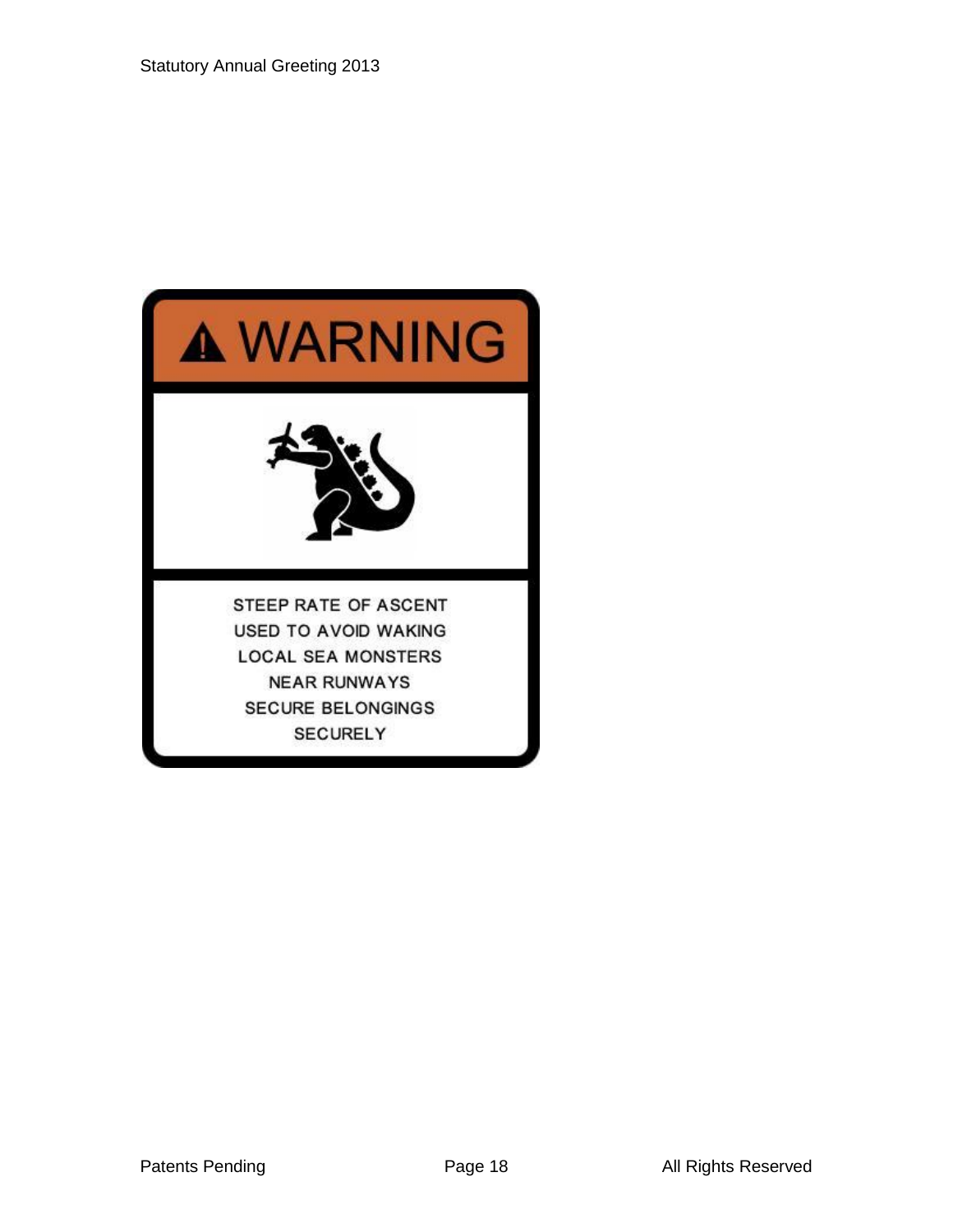# ⚠ WARNING

STEEP RATE OF ASCENT
USED TO AVOID WAKING
LOCAL SEA MONSTERS
NEAR RUNWAYS
SECURE BELONGINGS
SECURELY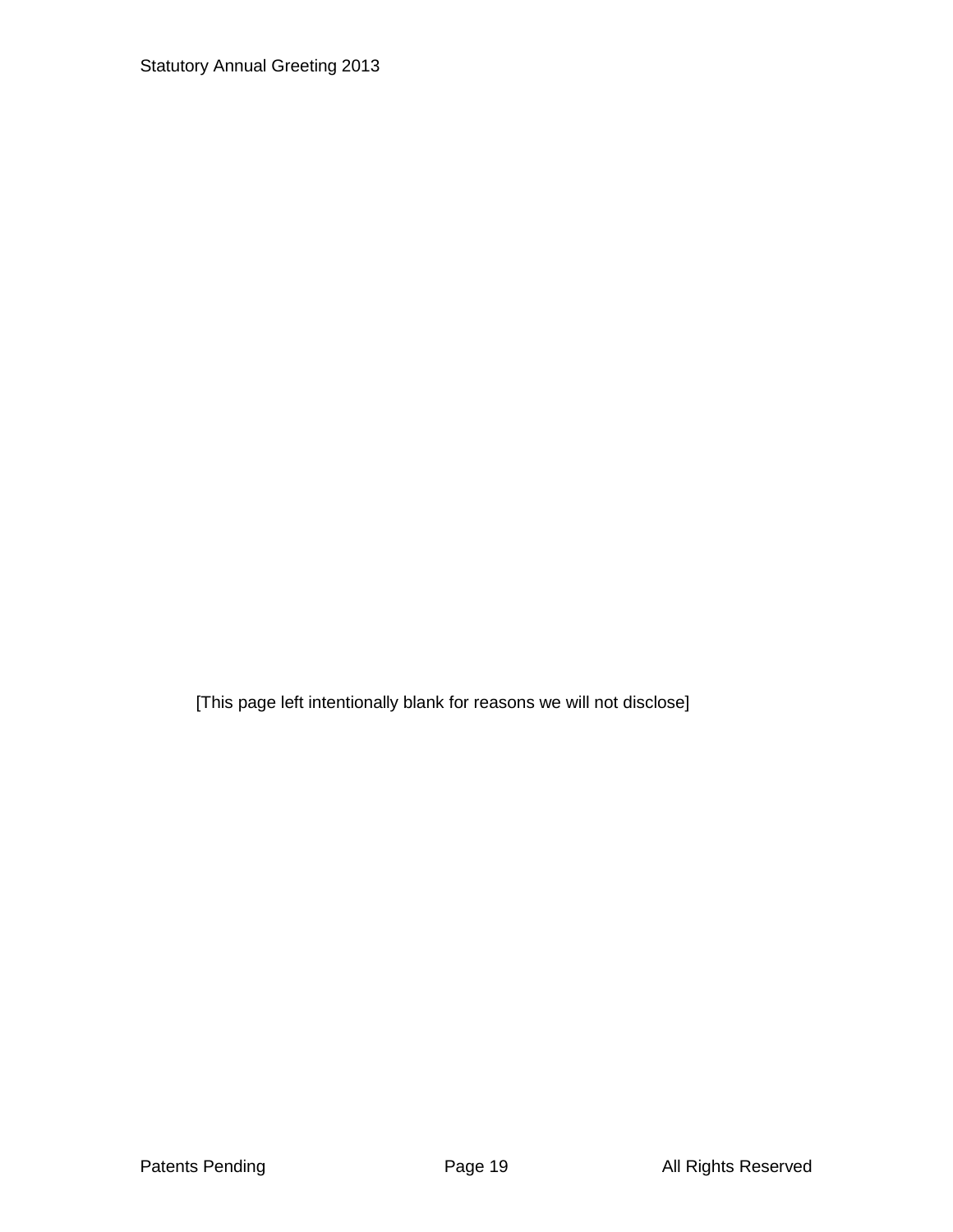[This page left intentionally blank for reasons we will not disclose]